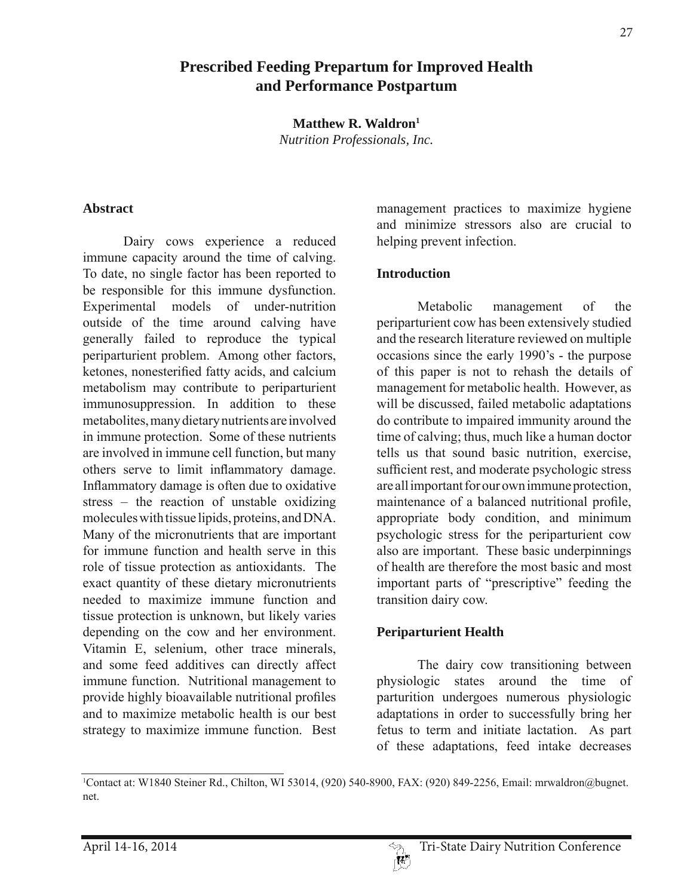# Prescribed Feeding Prepartum for Improved Health and Performance Postpartum

**Matthew R. Waldron**[1]
*Nutrition Professionals, Inc.*

## Abstract

Dairy cows experience a reduced immune capacity around the time of calving. To date, no single factor has been reported to be responsible for this immune dysfunction. Experimental models of under-nutrition outside of the time around calving have generally failed to reproduce the typical periparturient problem. Among other factors, ketones, nonesterified fatty acids, and calcium metabolism may contribute to periparturient immunosuppression. In addition to these metabolites, many dietary nutrients are involved in immune protection. Some of these nutrients are involved in immune cell function, but many others serve to limit inflammatory damage. Inflammatory damage is often due to oxidative stress – the reaction of unstable oxidizing molecules with tissue lipids, proteins, and DNA. Many of the micronutrients that are important for immune function and health serve in this role of tissue protection as antioxidants. The exact quantity of these dietary micronutrients needed to maximize immune function and tissue protection is unknown, but likely varies depending on the cow and her environment. Vitamin E, selenium, other trace minerals, and some feed additives can directly affect immune function. Nutritional management to provide highly bioavailable nutritional profiles and to maximize metabolic health is our best strategy to maximize immune function. Best management practices to maximize hygiene and minimize stressors also are crucial to helping prevent infection.

## Introduction

Metabolic management of the periparturient cow has been extensively studied and the research literature reviewed on multiple occasions since the early 1990's - the purpose of this paper is not to rehash the details of management for metabolic health. However, as will be discussed, failed metabolic adaptations do contribute to impaired immunity around the time of calving; thus, much like a human doctor tells us that sound basic nutrition, exercise, sufficient rest, and moderate psychologic stress are all important for our own immune protection, maintenance of a balanced nutritional profile, appropriate body condition, and minimum psychologic stress for the periparturient cow also are important. These basic underpinnings of health are therefore the most basic and most important parts of "prescriptive" feeding the transition dairy cow.

## Periparturient Health

The dairy cow transitioning between physiologic states around the time of parturition undergoes numerous physiologic adaptations in order to successfully bring her fetus to term and initiate lactation. As part of these adaptations, feed intake decreases

[1]Contact at: W1840 Steiner Rd., Chilton, WI 53014, (920) 540-8900, FAX: (920) 849-2256, Email: mrwaldron@bugnet.net.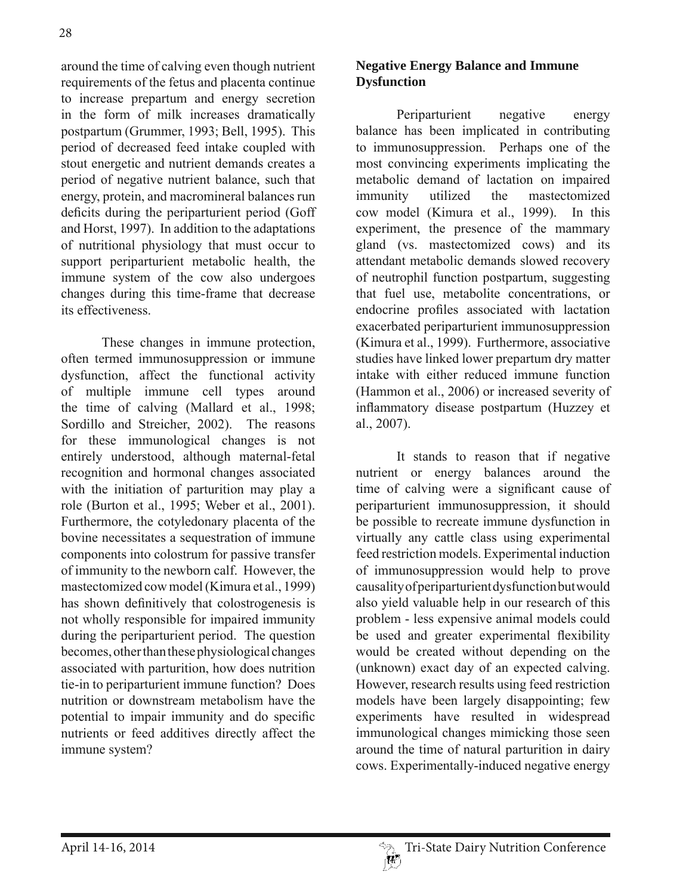around the time of calving even though nutrient requirements of the fetus and placenta continue to increase prepartum and energy secretion in the form of milk increases dramatically postpartum (Grummer, 1993; Bell, 1995). This period of decreased feed intake coupled with stout energetic and nutrient demands creates a period of negative nutrient balance, such that energy, protein, and macromineral balances run deficits during the periparturient period (Goff and Horst, 1997). In addition to the adaptations of nutritional physiology that must occur to support periparturient metabolic health, the immune system of the cow also undergoes changes during this time-frame that decrease its effectiveness.

These changes in immune protection, often termed immunosuppression or immune dysfunction, affect the functional activity of multiple immune cell types around the time of calving (Mallard et al., 1998; Sordillo and Streicher, 2002). The reasons for these immunological changes is not entirely understood, although maternal-fetal recognition and hormonal changes associated with the initiation of parturition may play a role (Burton et al., 1995; Weber et al., 2001). Furthermore, the cotyledonary placenta of the bovine necessitates a sequestration of immune components into colostrum for passive transfer of immunity to the newborn calf. However, the mastectomized cow model (Kimura et al., 1999) has shown definitively that colostrogenesis is not wholly responsible for impaired immunity during the periparturient period. The question becomes, other than these physiological changes associated with parturition, how does nutrition tie-in to periparturient immune function? Does nutrition or downstream metabolism have the potential to impair immunity and do specific nutrients or feed additives directly affect the immune system?

## Negative Energy Balance and Immune Dysfunction

Periparturient negative energy balance has been implicated in contributing to immunosuppression. Perhaps one of the most convincing experiments implicating the metabolic demand of lactation on impaired immunity utilized the mastectomized cow model (Kimura et al., 1999). In this experiment, the presence of the mammary gland (vs. mastectomized cows) and its attendant metabolic demands slowed recovery of neutrophil function postpartum, suggesting that fuel use, metabolite concentrations, or endocrine profiles associated with lactation exacerbated periparturient immunosuppression (Kimura et al., 1999). Furthermore, associative studies have linked lower prepartum dry matter intake with either reduced immune function (Hammon et al., 2006) or increased severity of inflammatory disease postpartum (Huzzey et al., 2007).

It stands to reason that if negative nutrient or energy balances around the time of calving were a significant cause of periparturient immunosuppression, it should be possible to recreate immune dysfunction in virtually any cattle class using experimental feed restriction models. Experimental induction of immunosuppression would help to prove causality of periparturient dysfunction but would also yield valuable help in our research of this problem - less expensive animal models could be used and greater experimental flexibility would be created without depending on the (unknown) exact day of an expected calving. However, research results using feed restriction models have been largely disappointing; few experiments have resulted in widespread immunological changes mimicking those seen around the time of natural parturition in dairy cows. Experimentally-induced negative energy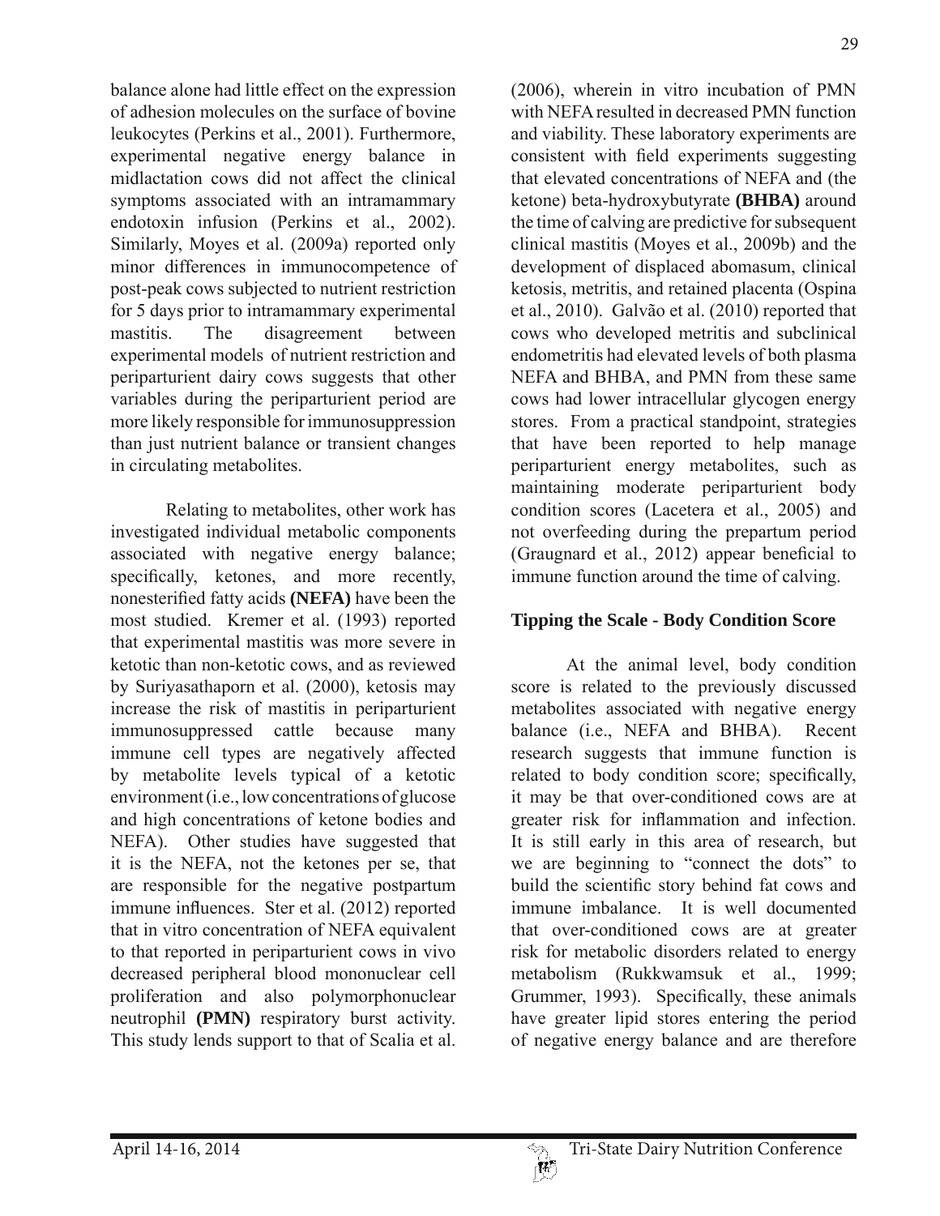balance alone had little effect on the expression of adhesion molecules on the surface of bovine leukocytes (Perkins et al., 2001). Furthermore, experimental negative energy balance in midlactation cows did not affect the clinical symptoms associated with an intramammary endotoxin infusion (Perkins et al., 2002). Similarly, Moyes et al. (2009a) reported only minor differences in immunocompetence of post-peak cows subjected to nutrient restriction for 5 days prior to intramammary experimental mastitis. The disagreement between experimental models of nutrient restriction and periparturient dairy cows suggests that other variables during the periparturient period are more likely responsible for immunosuppression than just nutrient balance or transient changes in circulating metabolites.

Relating to metabolites, other work has investigated individual metabolic components associated with negative energy balance; specifically, ketones, and more recently, nonesterified fatty acids **(NEFA)** have been the most studied. Kremer et al. (1993) reported that experimental mastitis was more severe in ketotic than non-ketotic cows, and as reviewed by Suriyasathaporn et al. (2000), ketosis may increase the risk of mastitis in periparturient immunosuppressed cattle because many immune cell types are negatively affected by metabolite levels typical of a ketotic environment (i.e., low concentrations of glucose and high concentrations of ketone bodies and NEFA). Other studies have suggested that it is the NEFA, not the ketones per se, that are responsible for the negative postpartum immune influences. Ster et al. (2012) reported that in vitro concentration of NEFA equivalent to that reported in periparturient cows in vivo decreased peripheral blood mononuclear cell proliferation and also polymorphonuclear neutrophil **(PMN)** respiratory burst activity. This study lends support to that of Scalia et al. (2006), wherein in vitro incubation of PMN with NEFA resulted in decreased PMN function and viability. These laboratory experiments are consistent with field experiments suggesting that elevated concentrations of NEFA and (the ketone) beta-hydroxybutyrate **(BHBA)** around the time of calving are predictive for subsequent clinical mastitis (Moyes et al., 2009b) and the development of displaced abomasum, clinical ketosis, metritis, and retained placenta (Ospina et al., 2010). Galvão et al. (2010) reported that cows who developed metritis and subclinical endometritis had elevated levels of both plasma NEFA and BHBA, and PMN from these same cows had lower intracellular glycogen energy stores. From a practical standpoint, strategies that have been reported to help manage periparturient energy metabolites, such as maintaining moderate periparturient body condition scores (Lacetera et al., 2005) and not overfeeding during the prepartum period (Graugnard et al., 2012) appear beneficial to immune function around the time of calving.

## Tipping the Scale - Body Condition Score

At the animal level, body condition score is related to the previously discussed metabolites associated with negative energy balance (i.e., NEFA and BHBA). Recent research suggests that immune function is related to body condition score; specifically, it may be that over-conditioned cows are at greater risk for inflammation and infection. It is still early in this area of research, but we are beginning to "connect the dots" to build the scientific story behind fat cows and immune imbalance. It is well documented that over-conditioned cows are at greater risk for metabolic disorders related to energy metabolism (Rukkwamsuk et al., 1999; Grummer, 1993). Specifically, these animals have greater lipid stores entering the period of negative energy balance and are therefore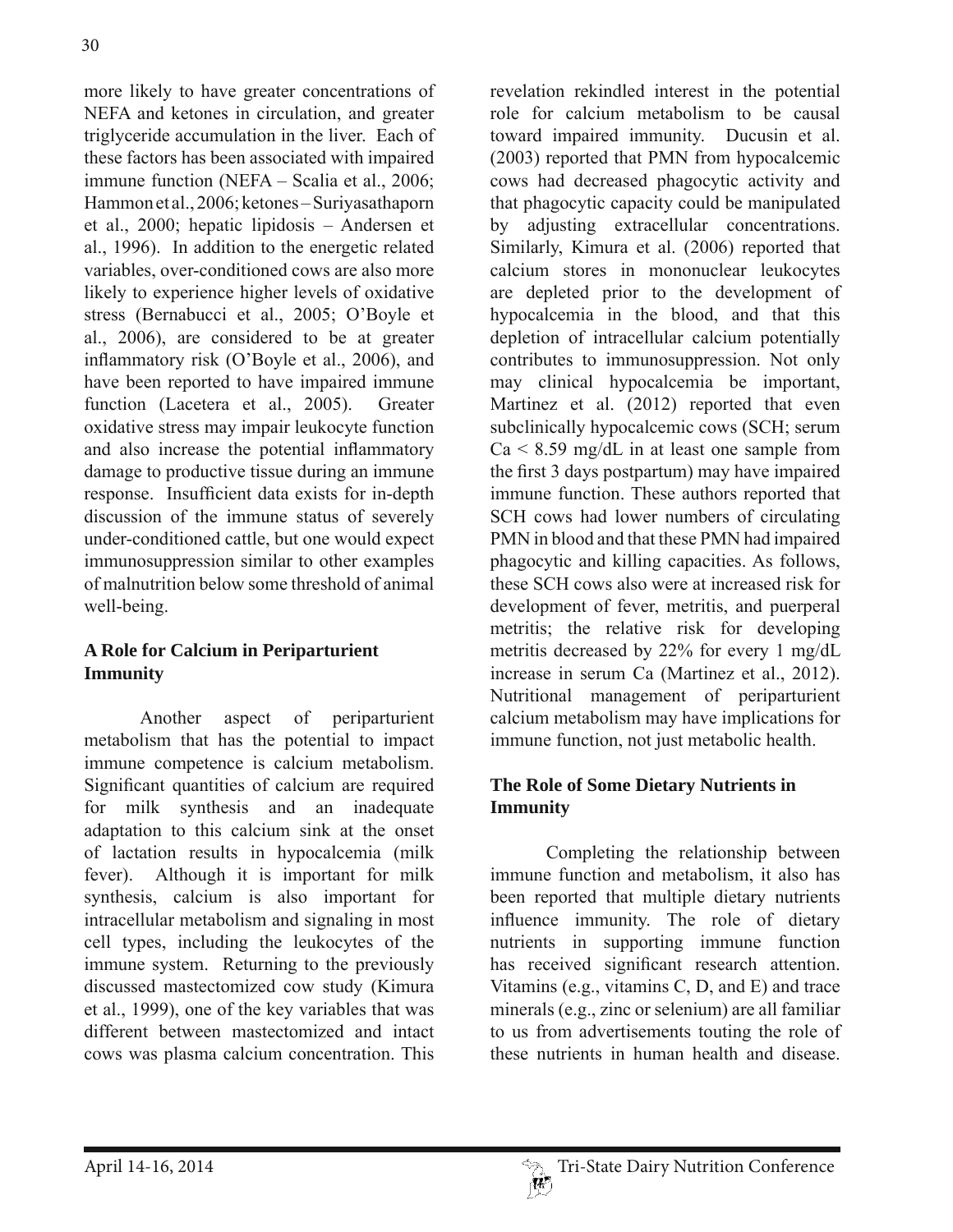more likely to have greater concentrations of NEFA and ketones in circulation, and greater triglyceride accumulation in the liver. Each of these factors has been associated with impaired immune function (NEFA – Scalia et al., 2006; Hammon et al., 2006; ketones – Suriyasathaporn et al., 2000; hepatic lipidosis – Andersen et al., 1996). In addition to the energetic related variables, over-conditioned cows are also more likely to experience higher levels of oxidative stress (Bernabucci et al., 2005; O'Boyle et al., 2006), are considered to be at greater inflammatory risk (O'Boyle et al., 2006), and have been reported to have impaired immune function (Lacetera et al., 2005). Greater oxidative stress may impair leukocyte function and also increase the potential inflammatory damage to productive tissue during an immune response. Insufficient data exists for in-depth discussion of the immune status of severely under-conditioned cattle, but one would expect immunosuppression similar to other examples of malnutrition below some threshold of animal well-being.

## A Role for Calcium in Periparturient Immunity

Another aspect of periparturient metabolism that has the potential to impact immune competence is calcium metabolism. Significant quantities of calcium are required for milk synthesis and an inadequate adaptation to this calcium sink at the onset of lactation results in hypocalcemia (milk fever). Although it is important for milk synthesis, calcium is also important for intracellular metabolism and signaling in most cell types, including the leukocytes of the immune system. Returning to the previously discussed mastectomized cow study (Kimura et al., 1999), one of the key variables that was different between mastectomized and intact cows was plasma calcium concentration. This revelation rekindled interest in the potential role for calcium metabolism to be causal toward impaired immunity. Ducusin et al. (2003) reported that PMN from hypocalcemic cows had decreased phagocytic activity and that phagocytic capacity could be manipulated by adjusting extracellular concentrations. Similarly, Kimura et al. (2006) reported that calcium stores in mononuclear leukocytes are depleted prior to the development of hypocalcemia in the blood, and that this depletion of intracellular calcium potentially contributes to immunosuppression. Not only may clinical hypocalcemia be important, Martinez et al. (2012) reported that even subclinically hypocalcemic cows (SCH; serum Ca < 8.59 mg/dL in at least one sample from the first 3 days postpartum) may have impaired immune function. These authors reported that SCH cows had lower numbers of circulating PMN in blood and that these PMN had impaired phagocytic and killing capacities. As follows, these SCH cows also were at increased risk for development of fever, metritis, and puerperal metritis; the relative risk for developing metritis decreased by 22% for every 1 mg/dL increase in serum Ca (Martinez et al., 2012). Nutritional management of periparturient calcium metabolism may have implications for immune function, not just metabolic health.

## The Role of Some Dietary Nutrients in Immunity

Completing the relationship between immune function and metabolism, it also has been reported that multiple dietary nutrients influence immunity. The role of dietary nutrients in supporting immune function has received significant research attention. Vitamins (e.g., vitamins C, D, and E) and trace minerals (e.g., zinc or selenium) are all familiar to us from advertisements touting the role of these nutrients in human health and disease.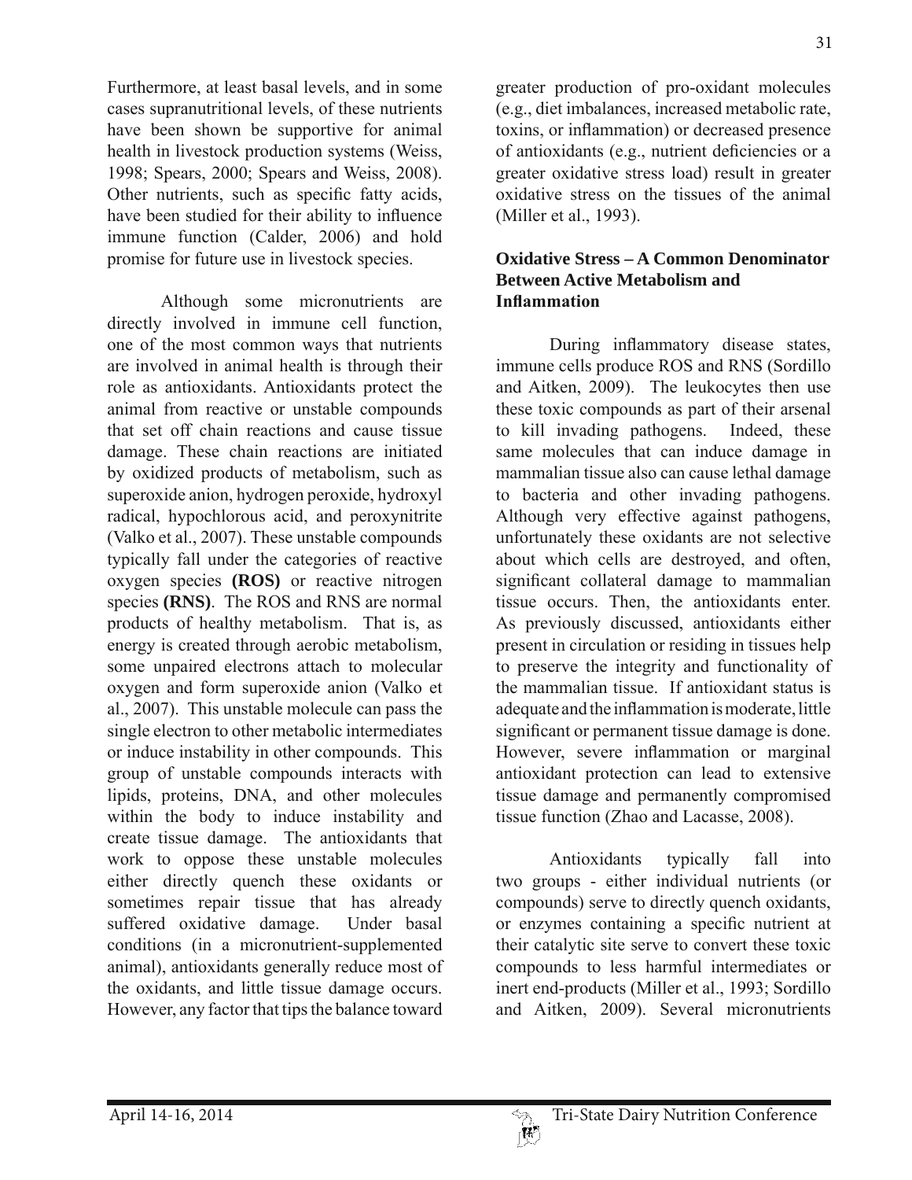Furthermore, at least basal levels, and in some cases supranutritional levels, of these nutrients have been shown be supportive for animal health in livestock production systems (Weiss, 1998; Spears, 2000; Spears and Weiss, 2008). Other nutrients, such as specific fatty acids, have been studied for their ability to influence immune function (Calder, 2006) and hold promise for future use in livestock species.

Although some micronutrients are directly involved in immune cell function, one of the most common ways that nutrients are involved in animal health is through their role as antioxidants. Antioxidants protect the animal from reactive or unstable compounds that set off chain reactions and cause tissue damage. These chain reactions are initiated by oxidized products of metabolism, such as superoxide anion, hydrogen peroxide, hydroxyl radical, hypochlorous acid, and peroxynitrite (Valko et al., 2007). These unstable compounds typically fall under the categories of reactive oxygen species **(ROS)** or reactive nitrogen species **(RNS)**. The ROS and RNS are normal products of healthy metabolism. That is, as energy is created through aerobic metabolism, some unpaired electrons attach to molecular oxygen and form superoxide anion (Valko et al., 2007). This unstable molecule can pass the single electron to other metabolic intermediates or induce instability in other compounds. This group of unstable compounds interacts with lipids, proteins, DNA, and other molecules within the body to induce instability and create tissue damage. The antioxidants that work to oppose these unstable molecules either directly quench these oxidants or sometimes repair tissue that has already suffered oxidative damage. Under basal conditions (in a micronutrient-supplemented animal), antioxidants generally reduce most of the oxidants, and little tissue damage occurs. However, any factor that tips the balance toward greater production of pro-oxidant molecules (e.g., diet imbalances, increased metabolic rate, toxins, or inflammation) or decreased presence of antioxidants (e.g., nutrient deficiencies or a greater oxidative stress load) result in greater oxidative stress on the tissues of the animal (Miller et al., 1993).

## Oxidative Stress – A Common Denominator Between Active Metabolism and Inflammation

During inflammatory disease states, immune cells produce ROS and RNS (Sordillo and Aitken, 2009). The leukocytes then use these toxic compounds as part of their arsenal to kill invading pathogens. Indeed, these same molecules that can induce damage in mammalian tissue also can cause lethal damage to bacteria and other invading pathogens. Although very effective against pathogens, unfortunately these oxidants are not selective about which cells are destroyed, and often, significant collateral damage to mammalian tissue occurs. Then, the antioxidants enter. As previously discussed, antioxidants either present in circulation or residing in tissues help to preserve the integrity and functionality of the mammalian tissue. If antioxidant status is adequate and the inflammation is moderate, little significant or permanent tissue damage is done. However, severe inflammation or marginal antioxidant protection can lead to extensive tissue damage and permanently compromised tissue function (Zhao and Lacasse, 2008).

Antioxidants typically fall into two groups - either individual nutrients (or compounds) serve to directly quench oxidants, or enzymes containing a specific nutrient at their catalytic site serve to convert these toxic compounds to less harmful intermediates or inert end-products (Miller et al., 1993; Sordillo and Aitken, 2009). Several micronutrients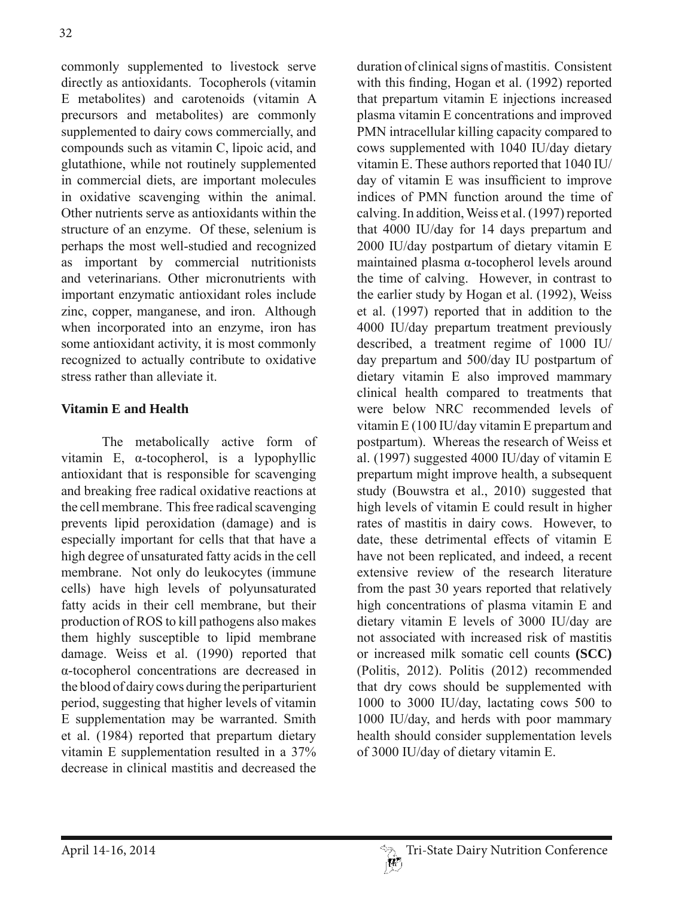commonly supplemented to livestock serve directly as antioxidants. Tocopherols (vitamin E metabolites) and carotenoids (vitamin A precursors and metabolites) are commonly supplemented to dairy cows commercially, and compounds such as vitamin C, lipoic acid, and glutathione, while not routinely supplemented in commercial diets, are important molecules in oxidative scavenging within the animal. Other nutrients serve as antioxidants within the structure of an enzyme. Of these, selenium is perhaps the most well-studied and recognized as important by commercial nutritionists and veterinarians. Other micronutrients with important enzymatic antioxidant roles include zinc, copper, manganese, and iron. Although when incorporated into an enzyme, iron has some antioxidant activity, it is most commonly recognized to actually contribute to oxidative stress rather than alleviate it.

## Vitamin E and Health

The metabolically active form of vitamin E, α-tocopherol, is a lypophyllic antioxidant that is responsible for scavenging and breaking free radical oxidative reactions at the cell membrane. This free radical scavenging prevents lipid peroxidation (damage) and is especially important for cells that that have a high degree of unsaturated fatty acids in the cell membrane. Not only do leukocytes (immune cells) have high levels of polyunsaturated fatty acids in their cell membrane, but their production of ROS to kill pathogens also makes them highly susceptible to lipid membrane damage. Weiss et al. (1990) reported that α-tocopherol concentrations are decreased in the blood of dairy cows during the periparturient period, suggesting that higher levels of vitamin E supplementation may be warranted. Smith et al. (1984) reported that prepartum dietary vitamin E supplementation resulted in a 37% decrease in clinical mastitis and decreased the duration of clinical signs of mastitis. Consistent with this finding, Hogan et al. (1992) reported that prepartum vitamin E injections increased plasma vitamin E concentrations and improved PMN intracellular killing capacity compared to cows supplemented with 1040 IU/day dietary vitamin E. These authors reported that 1040 IU/day of vitamin E was insufficient to improve indices of PMN function around the time of calving. In addition, Weiss et al. (1997) reported that 4000 IU/day for 14 days prepartum and 2000 IU/day postpartum of dietary vitamin E maintained plasma α-tocopherol levels around the time of calving. However, in contrast to the earlier study by Hogan et al. (1992), Weiss et al. (1997) reported that in addition to the 4000 IU/day prepartum treatment previously described, a treatment regime of 1000 IU/day prepartum and 500/day IU postpartum of dietary vitamin E also improved mammary clinical health compared to treatments that were below NRC recommended levels of vitamin E (100 IU/day vitamin E prepartum and postpartum). Whereas the research of Weiss et al. (1997) suggested 4000 IU/day of vitamin E prepartum might improve health, a subsequent study (Bouwstra et al., 2010) suggested that high levels of vitamin E could result in higher rates of mastitis in dairy cows. However, to date, these detrimental effects of vitamin E have not been replicated, and indeed, a recent extensive review of the research literature from the past 30 years reported that relatively high concentrations of plasma vitamin E and dietary vitamin E levels of 3000 IU/day are not associated with increased risk of mastitis or increased milk somatic cell counts **(SCC)** (Politis, 2012). Politis (2012) recommended that dry cows should be supplemented with 1000 to 3000 IU/day, lactating cows 500 to 1000 IU/day, and herds with poor mammary health should consider supplementation levels of 3000 IU/day of dietary vitamin E.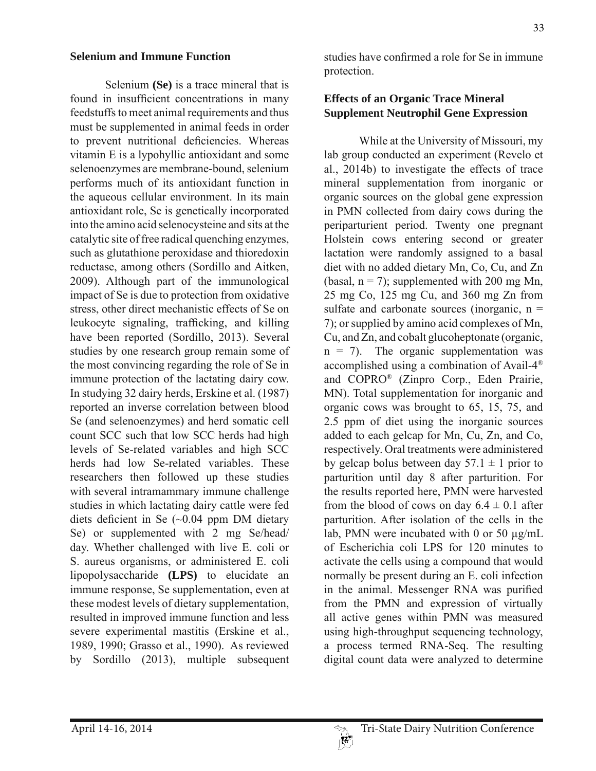## Selenium and Immune Function

Selenium **(Se)** is a trace mineral that is found in insufficient concentrations in many feedstuffs to meet animal requirements and thus must be supplemented in animal feeds in order to prevent nutritional deficiencies. Whereas vitamin E is a lypohyllic antioxidant and some selenoenzymes are membrane-bound, selenium performs much of its antioxidant function in the aqueous cellular environment. In its main antioxidant role, Se is genetically incorporated into the amino acid selenocysteine and sits at the catalytic site of free radical quenching enzymes, such as glutathione peroxidase and thioredoxin reductase, among others (Sordillo and Aitken, 2009). Although part of the immunological impact of Se is due to protection from oxidative stress, other direct mechanistic effects of Se on leukocyte signaling, trafficking, and killing have been reported (Sordillo, 2013). Several studies by one research group remain some of the most convincing regarding the role of Se in immune protection of the lactating dairy cow. In studying 32 dairy herds, Erskine et al. (1987) reported an inverse correlation between blood Se (and selenoenzymes) and herd somatic cell count SCC such that low SCC herds had high levels of Se-related variables and high SCC herds had low Se-related variables. These researchers then followed up these studies with several intramammary immune challenge studies in which lactating dairy cattle were fed diets deficient in Se (~0.04 ppm DM dietary Se) or supplemented with 2 mg Se/head/day. Whether challenged with live E. coli or S. aureus organisms, or administered E. coli lipopolysaccharide **(LPS)** to elucidate an immune response, Se supplementation, even at these modest levels of dietary supplementation, resulted in improved immune function and less severe experimental mastitis (Erskine et al., 1989, 1990; Grasso et al., 1990). As reviewed by Sordillo (2013), multiple subsequent studies have confirmed a role for Se in immune protection.

## Effects of an Organic Trace Mineral Supplement Neutrophil Gene Expression

While at the University of Missouri, my lab group conducted an experiment (Revelo et al., 2014b) to investigate the effects of trace mineral supplementation from inorganic or organic sources on the global gene expression in PMN collected from dairy cows during the periparturient period. Twenty one pregnant Holstein cows entering second or greater lactation were randomly assigned to a basal diet with no added dietary Mn, Co, Cu, and Zn (basal, $n = 7$); supplemented with 200 mg Mn, 25 mg Co, 125 mg Cu, and 360 mg Zn from sulfate and carbonate sources (inorganic, $n = 7$); or supplied by amino acid complexes of Mn, Cu, and Zn, and cobalt glucoheptonate (organic, $n = 7$). The organic supplementation was accomplished using a combination of Avail-4® and COPRO® (Zinpro Corp., Eden Prairie, MN). Total supplementation for inorganic and organic cows was brought to 65, 15, 75, and 2.5 ppm of diet using the inorganic sources added to each gelcap for Mn, Cu, Zn, and Co, respectively. Oral treatments were administered by gelcap bolus between day $57.1 \pm 1$ prior to parturition until day 8 after parturition. For the results reported here, PMN were harvested from the blood of cows on day $6.4 \pm 0.1$ after parturition. After isolation of the cells in the lab, PMN were incubated with 0 or 50 µg/mL of Escherichia coli LPS for 120 minutes to activate the cells using a compound that would normally be present during an E. coli infection in the animal. Messenger RNA was purified from the PMN and expression of virtually all active genes within PMN was measured using high-throughput sequencing technology, a process termed RNA-Seq. The resulting digital count data were analyzed to determine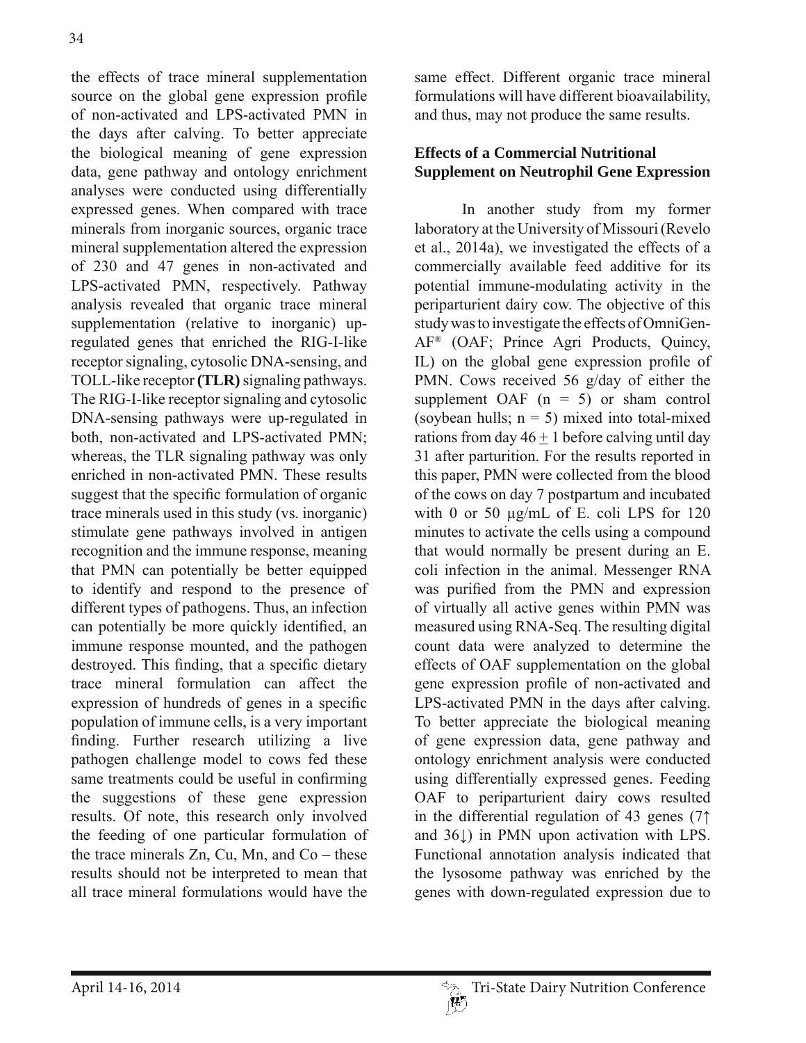the effects of trace mineral supplementation source on the global gene expression profile of non-activated and LPS-activated PMN in the days after calving. To better appreciate the biological meaning of gene expression data, gene pathway and ontology enrichment analyses were conducted using differentially expressed genes. When compared with trace minerals from inorganic sources, organic trace mineral supplementation altered the expression of 230 and 47 genes in non-activated and LPS-activated PMN, respectively. Pathway analysis revealed that organic trace mineral supplementation (relative to inorganic) up-regulated genes that enriched the RIG-I-like receptor signaling, cytosolic DNA-sensing, and TOLL-like receptor **(TLR)** signaling pathways. The RIG-I-like receptor signaling and cytosolic DNA-sensing pathways were up-regulated in both, non-activated and LPS-activated PMN; whereas, the TLR signaling pathway was only enriched in non-activated PMN. These results suggest that the specific formulation of organic trace minerals used in this study (vs. inorganic) stimulate gene pathways involved in antigen recognition and the immune response, meaning that PMN can potentially be better equipped to identify and respond to the presence of different types of pathogens. Thus, an infection can potentially be more quickly identified, an immune response mounted, and the pathogen destroyed. This finding, that a specific dietary trace mineral formulation can affect the expression of hundreds of genes in a specific population of immune cells, is a very important finding. Further research utilizing a live pathogen challenge model to cows fed these same treatments could be useful in confirming the suggestions of these gene expression results. Of note, this research only involved the feeding of one particular formulation of the trace minerals Zn, Cu, Mn, and Co – these results should not be interpreted to mean that all trace mineral formulations would have the same effect. Different organic trace mineral formulations will have different bioavailability, and thus, may not produce the same results.

## Effects of a Commercial Nutritional Supplement on Neutrophil Gene Expression

In another study from my former laboratory at the University of Missouri (Revelo et al., 2014a), we investigated the effects of a commercially available feed additive for its potential immune-modulating activity in the periparturient dairy cow. The objective of this study was to investigate the effects of OmniGen-AF® (OAF; Prince Agri Products, Quincy, IL) on the global gene expression profile of PMN. Cows received 56 g/day of either the supplement OAF (n = 5) or sham control (soybean hulls; n = 5) mixed into total-mixed rations from day 46 ± 1 before calving until day 31 after parturition. For the results reported in this paper, PMN were collected from the blood of the cows on day 7 postpartum and incubated with 0 or 50 µg/mL of E. coli LPS for 120 minutes to activate the cells using a compound that would normally be present during an E. coli infection in the animal. Messenger RNA was purified from the PMN and expression of virtually all active genes within PMN was measured using RNA-Seq. The resulting digital count data were analyzed to determine the effects of OAF supplementation on the global gene expression profile of non-activated and LPS-activated PMN in the days after calving. To better appreciate the biological meaning of gene expression data, gene pathway and ontology enrichment analysis were conducted using differentially expressed genes. Feeding OAF to periparturient dairy cows resulted in the differential regulation of 43 genes (7↑ and 36↓) in PMN upon activation with LPS. Functional annotation analysis indicated that the lysosome pathway was enriched by the genes with down-regulated expression due to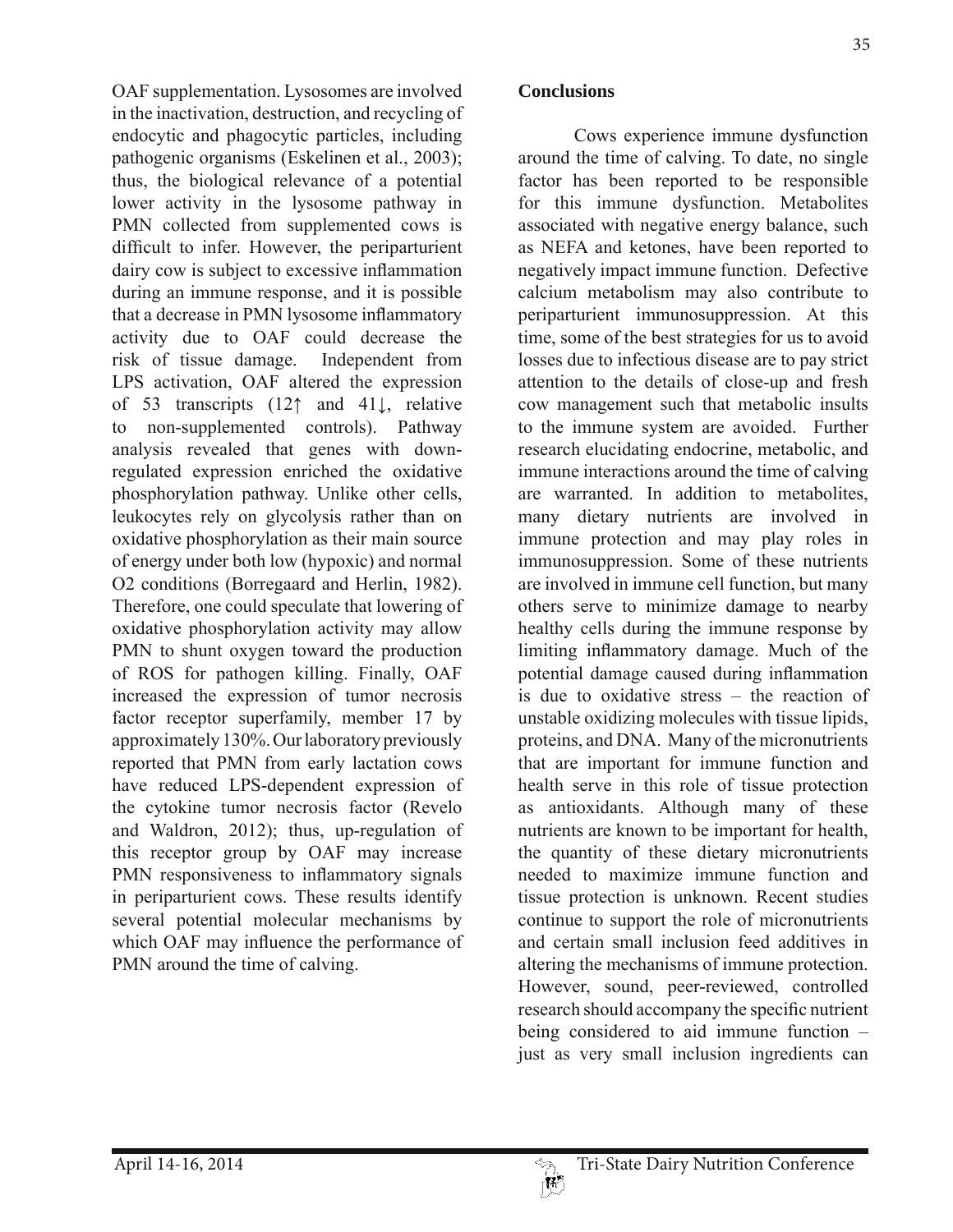OAF supplementation. Lysosomes are involved in the inactivation, destruction, and recycling of endocytic and phagocytic particles, including pathogenic organisms (Eskelinen et al., 2003); thus, the biological relevance of a potential lower activity in the lysosome pathway in PMN collected from supplemented cows is difficult to infer. However, the periparturient dairy cow is subject to excessive inflammation during an immune response, and it is possible that a decrease in PMN lysosome inflammatory activity due to OAF could decrease the risk of tissue damage. Independent from LPS activation, OAF altered the expression of 53 transcripts (12↑ and 41↓, relative to non-supplemented controls). Pathway analysis revealed that genes with down-regulated expression enriched the oxidative phosphorylation pathway. Unlike other cells, leukocytes rely on glycolysis rather than on oxidative phosphorylation as their main source of energy under both low (hypoxic) and normal O2 conditions (Borregaard and Herlin, 1982). Therefore, one could speculate that lowering of oxidative phosphorylation activity may allow PMN to shunt oxygen toward the production of ROS for pathogen killing. Finally, OAF increased the expression of tumor necrosis factor receptor superfamily, member 17 by approximately 130%. Our laboratory previously reported that PMN from early lactation cows have reduced LPS-dependent expression of the cytokine tumor necrosis factor (Revelo and Waldron, 2012); thus, up-regulation of this receptor group by OAF may increase PMN responsiveness to inflammatory signals in periparturient cows. These results identify several potential molecular mechanisms by which OAF may influence the performance of PMN around the time of calving.

## Conclusions

Cows experience immune dysfunction around the time of calving. To date, no single factor has been reported to be responsible for this immune dysfunction. Metabolites associated with negative energy balance, such as NEFA and ketones, have been reported to negatively impact immune function. Defective calcium metabolism may also contribute to periparturient immunosuppression. At this time, some of the best strategies for us to avoid losses due to infectious disease are to pay strict attention to the details of close-up and fresh cow management such that metabolic insults to the immune system are avoided. Further research elucidating endocrine, metabolic, and immune interactions around the time of calving are warranted. In addition to metabolites, many dietary nutrients are involved in immune protection and may play roles in immunosuppression. Some of these nutrients are involved in immune cell function, but many others serve to minimize damage to nearby healthy cells during the immune response by limiting inflammatory damage. Much of the potential damage caused during inflammation is due to oxidative stress – the reaction of unstable oxidizing molecules with tissue lipids, proteins, and DNA. Many of the micronutrients that are important for immune function and health serve in this role of tissue protection as antioxidants. Although many of these nutrients are known to be important for health, the quantity of these dietary micronutrients needed to maximize immune function and tissue protection is unknown. Recent studies continue to support the role of micronutrients and certain small inclusion feed additives in altering the mechanisms of immune protection. However, sound, peer-reviewed, controlled research should accompany the specific nutrient being considered to aid immune function – just as very small inclusion ingredients can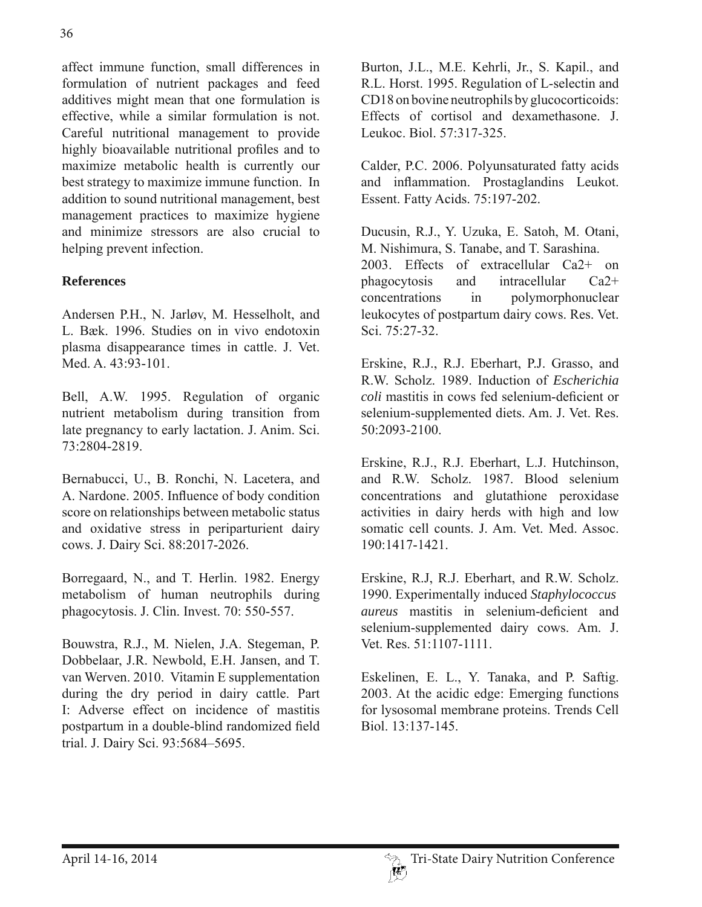affect immune function, small differences in formulation of nutrient packages and feed additives might mean that one formulation is effective, while a similar formulation is not. Careful nutritional management to provide highly bioavailable nutritional profiles and to maximize metabolic health is currently our best strategy to maximize immune function. In addition to sound nutritional management, best management practices to maximize hygiene and minimize stressors are also crucial to helping prevent infection.

## References

Andersen P.H., N. Jarløv, M. Hesselholt, and L. Bæk. 1996. Studies on in vivo endotoxin plasma disappearance times in cattle. J. Vet. Med. A. 43:93-101.

Bell, A.W. 1995. Regulation of organic nutrient metabolism during transition from late pregnancy to early lactation. J. Anim. Sci. 73:2804-2819.

Bernabucci, U., B. Ronchi, N. Lacetera, and A. Nardone. 2005. Influence of body condition score on relationships between metabolic status and oxidative stress in periparturient dairy cows. J. Dairy Sci. 88:2017-2026.

Borregaard, N., and T. Herlin. 1982. Energy metabolism of human neutrophils during phagocytosis. J. Clin. Invest. 70: 550-557.

Bouwstra, R.J., M. Nielen, J.A. Stegeman, P. Dobbelaar, J.R. Newbold, E.H. Jansen, and T. van Werven. 2010. Vitamin E supplementation during the dry period in dairy cattle. Part I: Adverse effect on incidence of mastitis postpartum in a double-blind randomized field trial. J. Dairy Sci. 93:5684–5695.

Burton, J.L., M.E. Kehrli, Jr., S. Kapil., and R.L. Horst. 1995. Regulation of L-selectin and CD18 on bovine neutrophils by glucocorticoids: Effects of cortisol and dexamethasone. J. Leukoc. Biol. 57:317-325.

Calder, P.C. 2006. Polyunsaturated fatty acids and inflammation. Prostaglandins Leukot. Essent. Fatty Acids. 75:197-202.

Ducusin, R.J., Y. Uzuka, E. Satoh, M. Otani, M. Nishimura, S. Tanabe, and T. Sarashina. 2003. Effects of extracellular Ca2+ on phagocytosis and intracellular Ca2+ concentrations in polymorphonuclear leukocytes of postpartum dairy cows. Res. Vet. Sci. 75:27-32.

Erskine, R.J., R.J. Eberhart, P.J. Grasso, and R.W. Scholz. 1989. Induction of *Escherichia coli* mastitis in cows fed selenium-deficient or selenium-supplemented diets. Am. J. Vet. Res. 50:2093-2100.

Erskine, R.J., R.J. Eberhart, L.J. Hutchinson, and R.W. Scholz. 1987. Blood selenium concentrations and glutathione peroxidase activities in dairy herds with high and low somatic cell counts. J. Am. Vet. Med. Assoc. 190:1417-1421.

Erskine, R.J, R.J. Eberhart, and R.W. Scholz. 1990. Experimentally induced *Staphylococcus aureus* mastitis in selenium-deficient and selenium-supplemented dairy cows. Am. J. Vet. Res. 51:1107-1111.

Eskelinen, E. L., Y. Tanaka, and P. Saftig. 2003. At the acidic edge: Emerging functions for lysosomal membrane proteins. Trends Cell Biol. 13:137-145.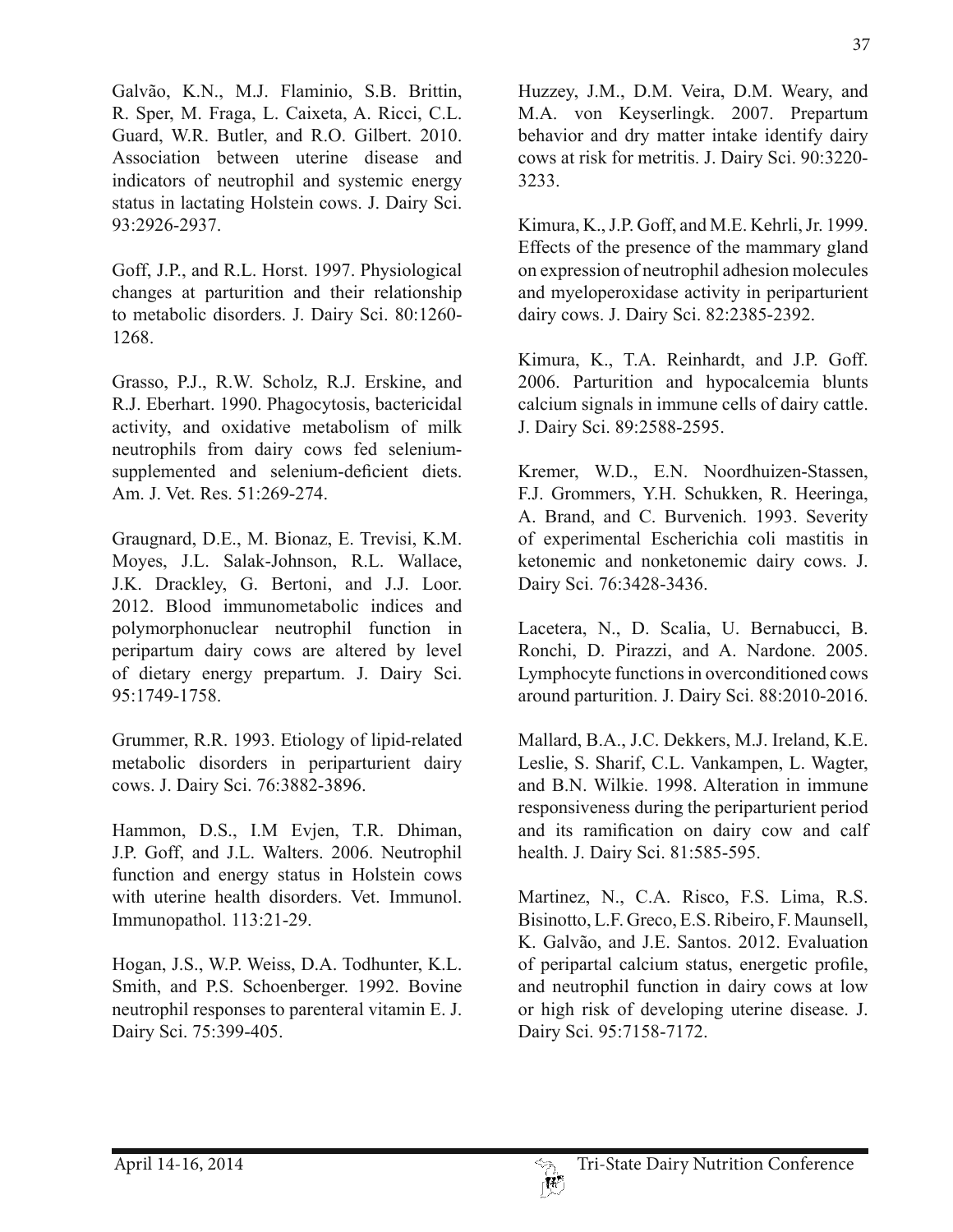Galvão, K.N., M.J. Flaminio, S.B. Brittin, R. Sper, M. Fraga, L. Caixeta, A. Ricci, C.L. Guard, W.R. Butler, and R.O. Gilbert. 2010. Association between uterine disease and indicators of neutrophil and systemic energy status in lactating Holstein cows. J. Dairy Sci. 93:2926-2937.

Goff, J.P., and R.L. Horst. 1997. Physiological changes at parturition and their relationship to metabolic disorders. J. Dairy Sci. 80:1260-1268.

Grasso, P.J., R.W. Scholz, R.J. Erskine, and R.J. Eberhart. 1990. Phagocytosis, bactericidal activity, and oxidative metabolism of milk neutrophils from dairy cows fed selenium-supplemented and selenium-deficient diets. Am. J. Vet. Res. 51:269-274.

Graugnard, D.E., M. Bionaz, E. Trevisi, K.M. Moyes, J.L. Salak-Johnson, R.L. Wallace, J.K. Drackley, G. Bertoni, and J.J. Loor. 2012. Blood immunometabolic indices and polymorphonuclear neutrophil function in peripartum dairy cows are altered by level of dietary energy prepartum. J. Dairy Sci. 95:1749-1758.

Grummer, R.R. 1993. Etiology of lipid-related metabolic disorders in periparturient dairy cows. J. Dairy Sci. 76:3882-3896.

Hammon, D.S., I.M Evjen, T.R. Dhiman, J.P. Goff, and J.L. Walters. 2006. Neutrophil function and energy status in Holstein cows with uterine health disorders. Vet. Immunol. Immunopathol. 113:21-29.

Hogan, J.S., W.P. Weiss, D.A. Todhunter, K.L. Smith, and P.S. Schoenberger. 1992. Bovine neutrophil responses to parenteral vitamin E. J. Dairy Sci. 75:399-405.

Huzzey, J.M., D.M. Veira, D.M. Weary, and M.A. von Keyserlingk. 2007. Prepartum behavior and dry matter intake identify dairy cows at risk for metritis. J. Dairy Sci. 90:3220-3233.

Kimura, K., J.P. Goff, and M.E. Kehrli, Jr. 1999. Effects of the presence of the mammary gland on expression of neutrophil adhesion molecules and myeloperoxidase activity in periparturient dairy cows. J. Dairy Sci. 82:2385-2392.

Kimura, K., T.A. Reinhardt, and J.P. Goff. 2006. Parturition and hypocalcemia blunts calcium signals in immune cells of dairy cattle. J. Dairy Sci. 89:2588-2595.

Kremer, W.D., E.N. Noordhuizen-Stassen, F.J. Grommers, Y.H. Schukken, R. Heeringa, A. Brand, and C. Burvenich. 1993. Severity of experimental Escherichia coli mastitis in ketonemic and nonketonemic dairy cows. J. Dairy Sci. 76:3428-3436.

Lacetera, N., D. Scalia, U. Bernabucci, B. Ronchi, D. Pirazzi, and A. Nardone. 2005. Lymphocyte functions in overconditioned cows around parturition. J. Dairy Sci. 88:2010-2016.

Mallard, B.A., J.C. Dekkers, M.J. Ireland, K.E. Leslie, S. Sharif, C.L. Vankampen, L. Wagter, and B.N. Wilkie. 1998. Alteration in immune responsiveness during the periparturient period and its ramification on dairy cow and calf health. J. Dairy Sci. 81:585-595.

Martinez, N., C.A. Risco, F.S. Lima, R.S. Bisinotto, L.F. Greco, E.S. Ribeiro, F. Maunsell, K. Galvão, and J.E. Santos. 2012. Evaluation of peripartal calcium status, energetic profile, and neutrophil function in dairy cows at low or high risk of developing uterine disease. J. Dairy Sci. 95:7158-7172.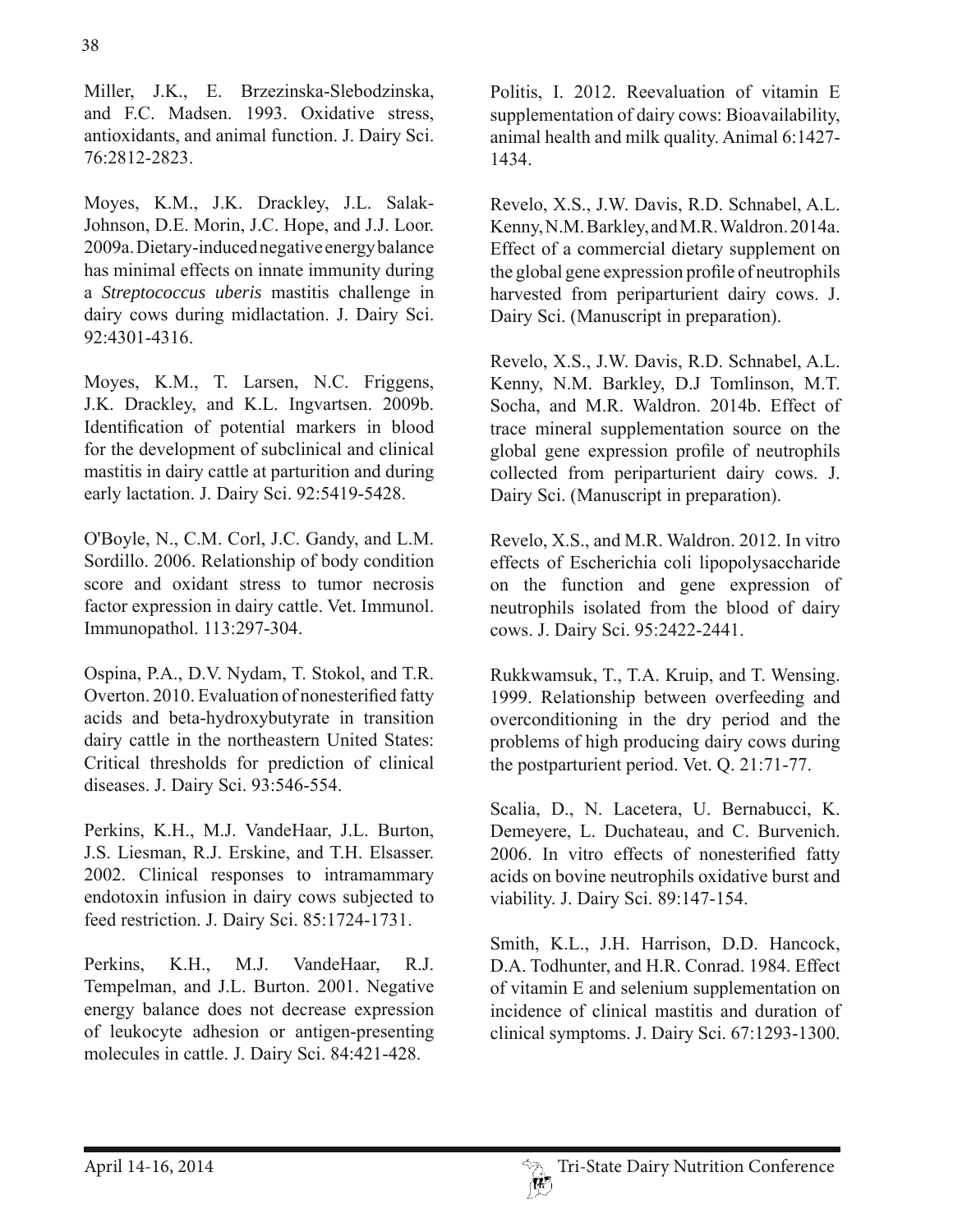Miller, J.K., E. Brzezinska-Slebodzinska, and F.C. Madsen. 1993. Oxidative stress, antioxidants, and animal function. J. Dairy Sci. 76:2812-2823.

Moyes, K.M., J.K. Drackley, J.L. Salak-Johnson, D.E. Morin, J.C. Hope, and J.J. Loor. 2009a. Dietary-induced negative energy balance has minimal effects on innate immunity during a *Streptococcus uberis* mastitis challenge in dairy cows during midlactation. J. Dairy Sci. 92:4301-4316.

Moyes, K.M., T. Larsen, N.C. Friggens, J.K. Drackley, and K.L. Ingvartsen. 2009b. Identification of potential markers in blood for the development of subclinical and clinical mastitis in dairy cattle at parturition and during early lactation. J. Dairy Sci. 92:5419-5428.

O'Boyle, N., C.M. Corl, J.C. Gandy, and L.M. Sordillo. 2006. Relationship of body condition score and oxidant stress to tumor necrosis factor expression in dairy cattle. Vet. Immunol. Immunopathol. 113:297-304.

Ospina, P.A., D.V. Nydam, T. Stokol, and T.R. Overton. 2010. Evaluation of nonesterified fatty acids and beta-hydroxybutyrate in transition dairy cattle in the northeastern United States: Critical thresholds for prediction of clinical diseases. J. Dairy Sci. 93:546-554.

Perkins, K.H., M.J. VandeHaar, J.L. Burton, J.S. Liesman, R.J. Erskine, and T.H. Elsasser. 2002. Clinical responses to intramammary endotoxin infusion in dairy cows subjected to feed restriction. J. Dairy Sci. 85:1724-1731.

Perkins, K.H., M.J. VandeHaar, R.J. Tempelman, and J.L. Burton. 2001. Negative energy balance does not decrease expression of leukocyte adhesion or antigen-presenting molecules in cattle. J. Dairy Sci. 84:421-428.

Politis, I. 2012. Reevaluation of vitamin E supplementation of dairy cows: Bioavailability, animal health and milk quality. Animal 6:1427-1434.

Revelo, X.S., J.W. Davis, R.D. Schnabel, A.L. Kenny, N.M. Barkley, and M.R. Waldron. 2014a. Effect of a commercial dietary supplement on the global gene expression profile of neutrophils harvested from periparturient dairy cows. J. Dairy Sci. (Manuscript in preparation).

Revelo, X.S., J.W. Davis, R.D. Schnabel, A.L. Kenny, N.M. Barkley, D.J Tomlinson, M.T. Socha, and M.R. Waldron. 2014b. Effect of trace mineral supplementation source on the global gene expression profile of neutrophils collected from periparturient dairy cows. J. Dairy Sci. (Manuscript in preparation).

Revelo, X.S., and M.R. Waldron. 2012. In vitro effects of Escherichia coli lipopolysaccharide on the function and gene expression of neutrophils isolated from the blood of dairy cows. J. Dairy Sci. 95:2422-2441.

Rukkwamsuk, T., T.A. Kruip, and T. Wensing. 1999. Relationship between overfeeding and overconditioning in the dry period and the problems of high producing dairy cows during the postparturient period. Vet. Q. 21:71-77.

Scalia, D., N. Lacetera, U. Bernabucci, K. Demeyere, L. Duchateau, and C. Burvenich. 2006. In vitro effects of nonesterified fatty acids on bovine neutrophils oxidative burst and viability. J. Dairy Sci. 89:147-154.

Smith, K.L., J.H. Harrison, D.D. Hancock, D.A. Todhunter, and H.R. Conrad. 1984. Effect of vitamin E and selenium supplementation on incidence of clinical mastitis and duration of clinical symptoms. J. Dairy Sci. 67:1293-1300.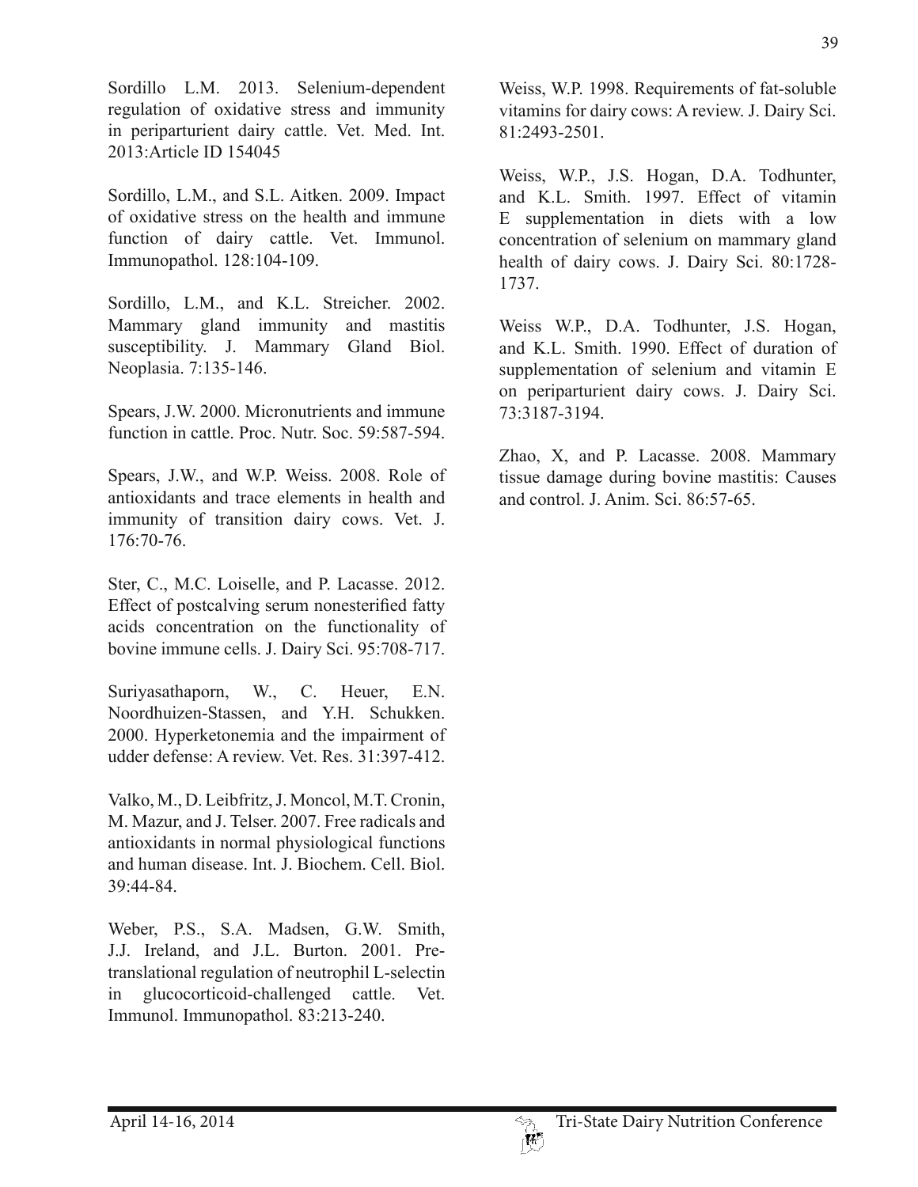Sordillo L.M. 2013. Selenium-dependent regulation of oxidative stress and immunity in periparturient dairy cattle. Vet. Med. Int. 2013:Article ID 154045

Sordillo, L.M., and S.L. Aitken. 2009. Impact of oxidative stress on the health and immune function of dairy cattle. Vet. Immunol. Immunopathol. 128:104-109.

Sordillo, L.M., and K.L. Streicher. 2002. Mammary gland immunity and mastitis susceptibility. J. Mammary Gland Biol. Neoplasia. 7:135-146.

Spears, J.W. 2000. Micronutrients and immune function in cattle. Proc. Nutr. Soc. 59:587-594.

Spears, J.W., and W.P. Weiss. 2008. Role of antioxidants and trace elements in health and immunity of transition dairy cows. Vet. J. 176:70-76.

Ster, C., M.C. Loiselle, and P. Lacasse. 2012. Effect of postcalving serum nonesterified fatty acids concentration on the functionality of bovine immune cells. J. Dairy Sci. 95:708-717.

Suriyasathaporn, W., C. Heuer, E.N. Noordhuizen-Stassen, and Y.H. Schukken. 2000. Hyperketonemia and the impairment of udder defense: A review. Vet. Res. 31:397-412.

Valko, M., D. Leibfritz, J. Moncol, M.T. Cronin, M. Mazur, and J. Telser. 2007. Free radicals and antioxidants in normal physiological functions and human disease. Int. J. Biochem. Cell. Biol. 39:44-84.

Weber, P.S., S.A. Madsen, G.W. Smith, J.J. Ireland, and J.L. Burton. 2001. Pre-translational regulation of neutrophil L-selectin in glucocorticoid-challenged cattle. Vet. Immunol. Immunopathol. 83:213-240.

Weiss, W.P. 1998. Requirements of fat-soluble vitamins for dairy cows: A review. J. Dairy Sci. 81:2493-2501.

Weiss, W.P., J.S. Hogan, D.A. Todhunter, and K.L. Smith. 1997. Effect of vitamin E supplementation in diets with a low concentration of selenium on mammary gland health of dairy cows. J. Dairy Sci. 80:1728-1737.

Weiss W.P., D.A. Todhunter, J.S. Hogan, and K.L. Smith. 1990. Effect of duration of supplementation of selenium and vitamin E on periparturient dairy cows. J. Dairy Sci. 73:3187-3194.

Zhao, X, and P. Lacasse. 2008. Mammary tissue damage during bovine mastitis: Causes and control. J. Anim. Sci. 86:57-65.